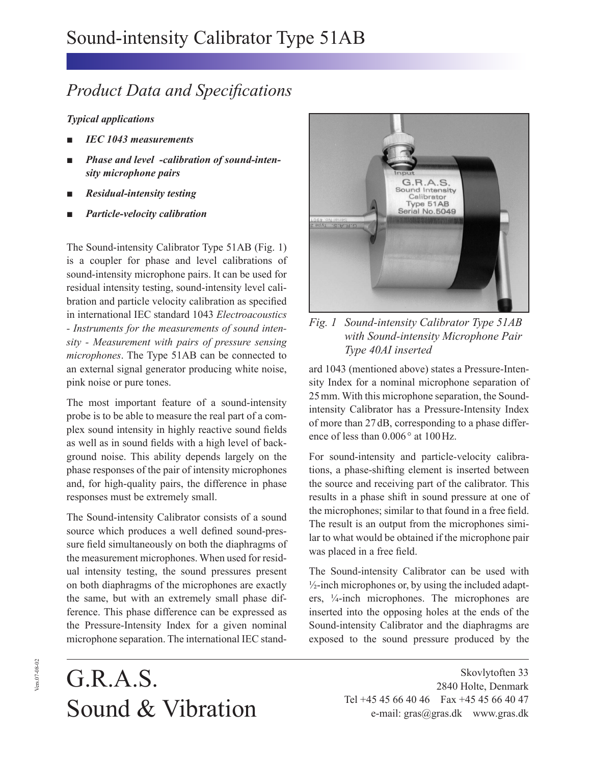# Sound-intensity Calibrator Type 51AB

## *Product Data and Specifications*

***Typical applications***

- ***IEC 1043 measurements***
- ***Phase and level -calibration of sound-intensity microphone pairs***
- ***Residual-intensity testing***
- ***Particle-velocity calibration***

The Sound-intensity Calibrator Type 51AB (Fig. 1) is a coupler for phase and level calibrations of sound-intensity microphone pairs. It can be used for residual intensity testing, sound-intensity level calibration and particle velocity calibration as specified in international IEC standard 1043 *Electroacoustics - Instruments for the measurements of sound intensity - Measurement with pairs of pressure sensing microphones*. The Type 51AB can be connected to an external signal generator producing white noise, pink noise or pure tones.

The most important feature of a sound-intensity probe is to be able to measure the real part of a complex sound intensity in highly reactive sound fields as well as in sound fields with a high level of background noise. This ability depends largely on the phase responses of the pair of intensity microphones and, for high-quality pairs, the difference in phase responses must be extremely small.

The Sound-intensity Calibrator consists of a sound source which produces a well defined sound-pressure field simultaneously on both the diaphragms of the measurement microphones. When used for residual intensity testing, the sound pressures present on both diaphragms of the microphones are exactly the same, but with an extremely small phase difference. This phase difference can be expressed as the Pressure-Intensity Index for a given nominal microphone separation. The international IEC standard 1043 (mentioned above) states a Pressure-Intensity Index for a nominal microphone separation of 25 mm. With this microphone separation, the Sound-intensity Calibrator has a Pressure-Intensity Index of more than 27 dB, corresponding to a phase difference of less than 0.006° at 100 Hz.

*Fig. 1 Sound-intensity Calibrator Type 51AB with Sound-intensity Microphone Pair Type 40AI inserted*

For sound-intensity and particle-velocity calibrations, a phase-shifting element is inserted between the source and receiving part of the calibrator. This results in a phase shift in sound pressure at one of the microphones; similar to that found in a free field. The result is an output from the microphones similar to what would be obtained if the microphone pair was placed in a free field.

The Sound-intensity Calibrator can be used with ½-inch microphones or, by using the included adapters, ¼-inch microphones. The microphones are inserted into the opposing holes at the ends of the Sound-intensity Calibrator and the diaphragms are exposed to the sound pressure produced by the

G.R.A.S.
Sound & Vibration

Skovlytoften 33
2840 Holte, Denmark
Tel +45 45 66 40 46 Fax +45 45 66 40 47
e-mail: gras@gras.dk www.gras.dk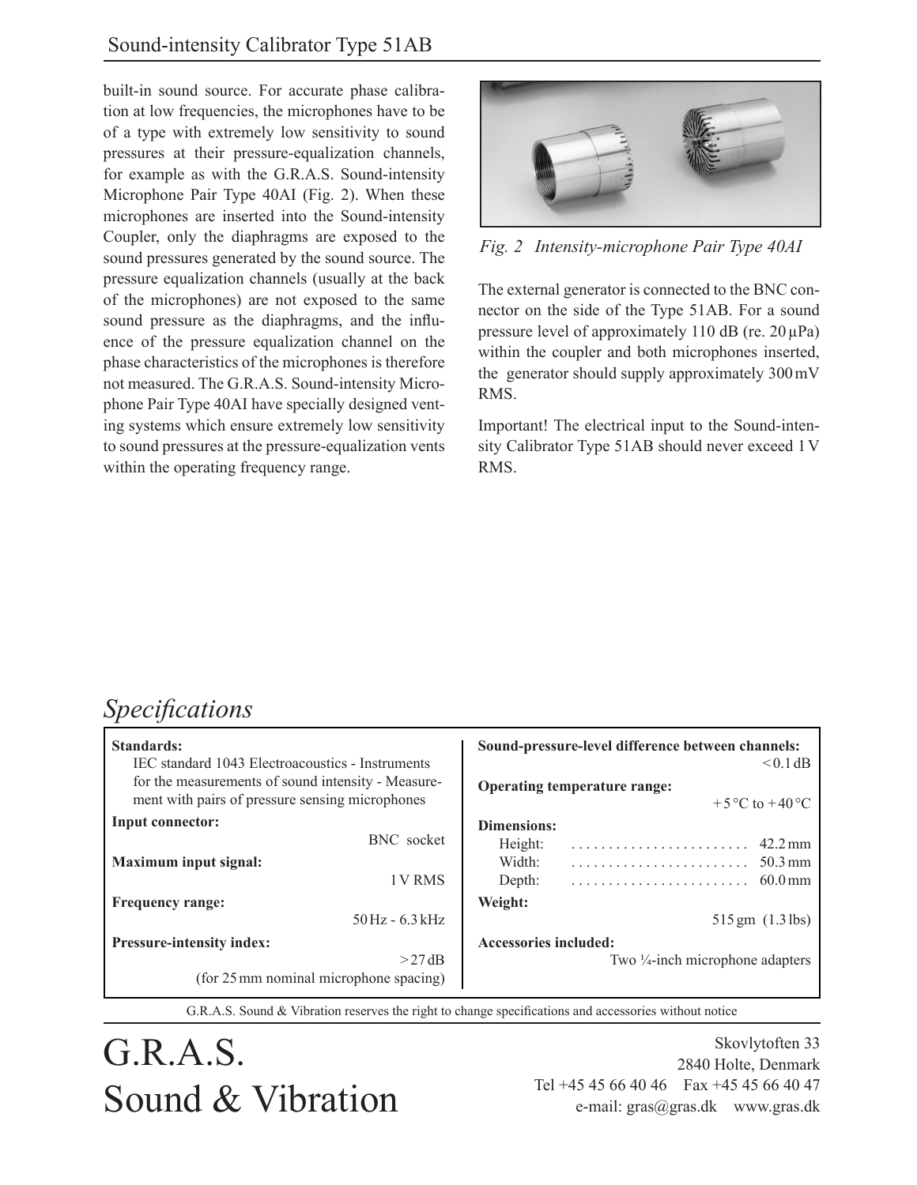built-in sound source. For accurate phase calibration at low frequencies, the microphones have to be of a type with extremely low sensitivity to sound pressures at their pressure-equalization channels, for example as with the G.R.A.S. Sound-intensity Microphone Pair Type 40AI (Fig. 2). When these microphones are inserted into the Sound-intensity Coupler, only the diaphragms are exposed to the sound pressures generated by the sound source. The pressure equalization channels (usually at the back of the microphones) are not exposed to the same sound pressure as the diaphragms, and the influence of the pressure equalization channel on the phase characteristics of the microphones is therefore not measured. The G.R.A.S. Sound-intensity Microphone Pair Type 40AI have specially designed venting systems which ensure extremely low sensitivity to sound pressures at the pressure-equalization vents within the operating frequency range.

*Fig. 2 Intensity-microphone Pair Type 40AI*

The external generator is connected to the BNC connector on the side of the Type 51AB. For a sound pressure level of approximately 110 dB (re. 20 μPa) within the coupler and both microphones inserted, the generator should supply approximately 300 mV RMS.

Important! The electrical input to the Sound-intensity Calibrator Type 51AB should never exceed 1 V RMS.

## *Specifications*

**Standards:**
IEC standard 1043 Electroacoustics - Instruments for the measurements of sound intensity - Measurement with pairs of pressure sensing microphones

**Input connector:**
BNC socket

**Maximum input signal:**
1 V RMS

**Frequency range:**
50 Hz - 6.3 kHz

**Pressure-intensity index:**
> 27 dB
(for 25 mm nominal microphone spacing)

**Sound-pressure-level difference between channels:**
< 0.1 dB

**Operating temperature range:**
+5 °C to +40 °C

**Dimensions:**

| | |
|---|---|
| Height: | 42.2 mm |
| Width: | 50.3 mm |
| Depth: | 60.0 mm |

**Weight:**
515 gm (1.3 lbs)

**Accessories included:**
Two ¼-inch microphone adapters

G.R.A.S. Sound & Vibration reserves the right to change specifications and accessories without notice

# G.R.A.S. Sound & Vibration

Skovlytoften 33
2840 Holte, Denmark
Tel +45 45 66 40 46 Fax +45 45 66 40 47
e-mail: gras@gras.dk www.gras.dk